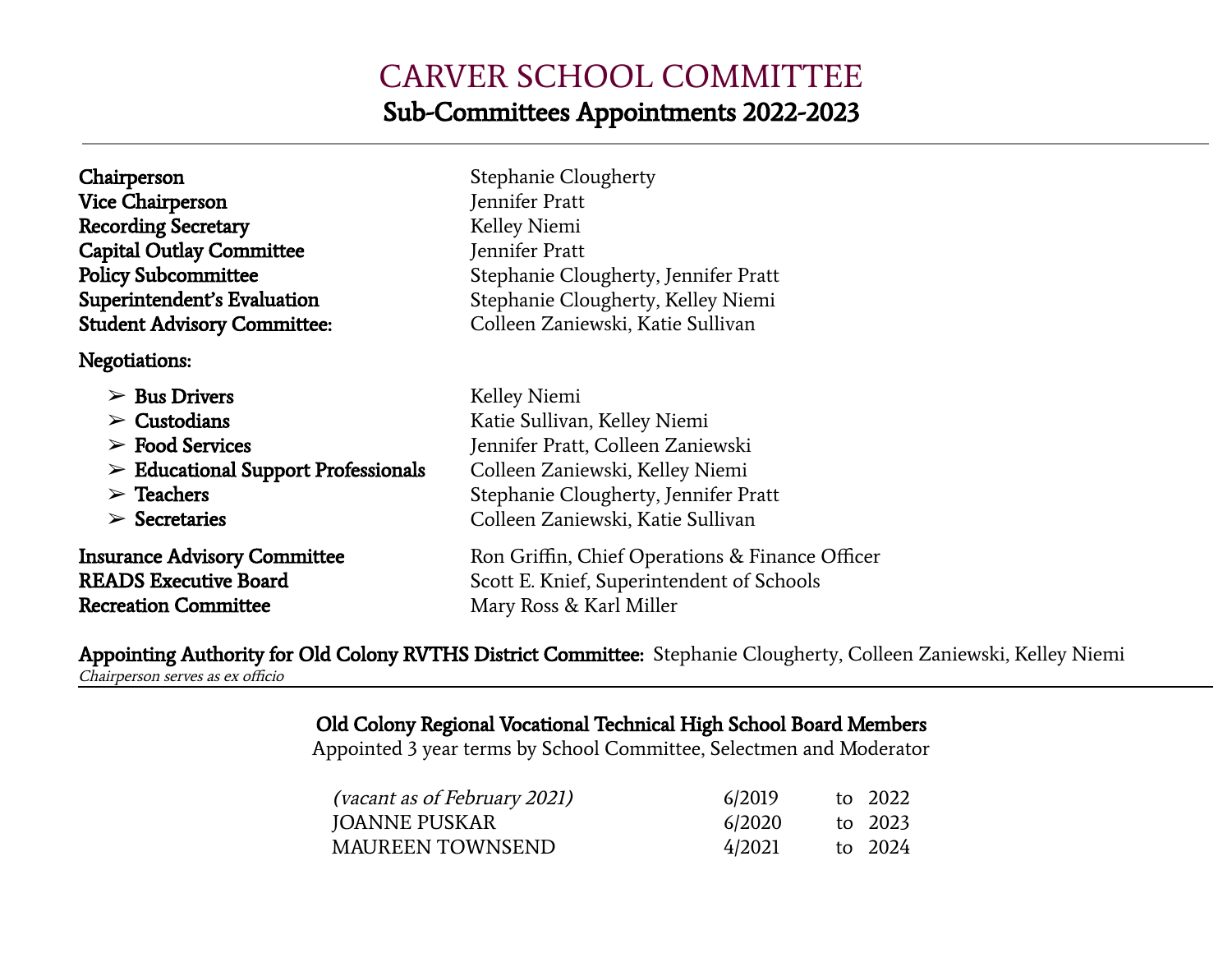# CARVER SCHOOL COMMITTEE

## Sub-Committees Appointments 2022-2023

---

**Chairperson** Stephanie Clougherty
**Vice Chairperson** Jennifer Pratt
**Recording Secretary** Kelley Niemi
**Capital Outlay Committee** Jennifer Pratt
**Policy Subcommittee** Stephanie Clougherty, Jennifer Pratt
**Superintendent's Evaluation** Stephanie Clougherty, Kelley Niemi
**Student Advisory Committee:** Colleen Zaniewski, Katie Sullivan

**Negotiations:**

- **Bus Drivers** Kelley Niemi
- **Custodians** Katie Sullivan, Kelley Niemi
- **Food Services** Jennifer Pratt, Colleen Zaniewski
- **Educational Support Professionals** Colleen Zaniewski, Kelley Niemi
- **Teachers** Stephanie Clougherty, Jennifer Pratt
- **Secretaries** Colleen Zaniewski, Katie Sullivan

**Insurance Advisory Committee** Ron Griffin, Chief Operations & Finance Officer
**READS Executive Board** Scott E. Knief, Superintendent of Schools
**Recreation Committee** Mary Ross & Karl Miller

**Appointing Authority for Old Colony RVTHS District Committee:** Stephanie Clougherty, Colleen Zaniewski, Kelley Niemi
*Chairperson serves as ex officio*

---

**Old Colony Regional Vocational Technical High School Board Members**
Appointed 3 year terms by School Committee, Selectmen and Moderator

| | | | |
|---|---|---|---|
| *(vacant as of February 2021)* | 6/2019 | to | 2022 |
| JOANNE PUSKAR | 6/2020 | to | 2023 |
| MAUREEN TOWNSEND | 4/2021 | to | 2024 |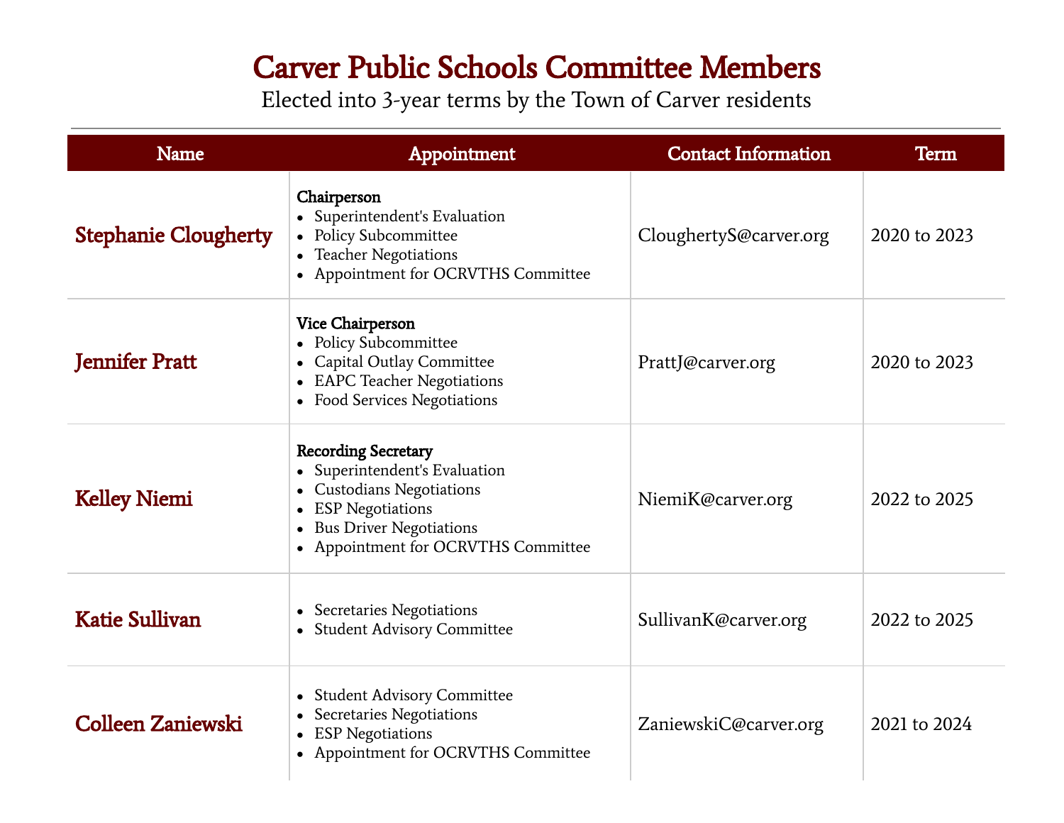# Carver Public Schools Committee Members

Elected into 3-year terms by the Town of Carver residents

| Name | Appointment | Contact Information | Term |
|---|---|---|---|
| **Stephanie Clougherty** | **Chairperson**<br>• Superintendent's Evaluation<br>• Policy Subcommittee<br>• Teacher Negotiations<br>• Appointment for OCRVTHS Committee | CloughertyS@carver.org | 2020 to 2023 |
| **Jennifer Pratt** | **Vice Chairperson**<br>• Policy Subcommittee<br>• Capital Outlay Committee<br>• EAPC Teacher Negotiations<br>• Food Services Negotiations | PrattJ@carver.org | 2020 to 2023 |
| **Kelley Niemi** | **Recording Secretary**<br>• Superintendent's Evaluation<br>• Custodians Negotiations<br>• ESP Negotiations<br>• Bus Driver Negotiations<br>• Appointment for OCRVTHS Committee | NiemiK@carver.org | 2022 to 2025 |
| **Katie Sullivan** | • Secretaries Negotiations<br>• Student Advisory Committee | SullivanK@carver.org | 2022 to 2025 |
| **Colleen Zaniewski** | • Student Advisory Committee<br>• Secretaries Negotiations<br>• ESP Negotiations<br>• Appointment for OCRVTHS Committee | ZaniewskiC@carver.org | 2021 to 2024 |